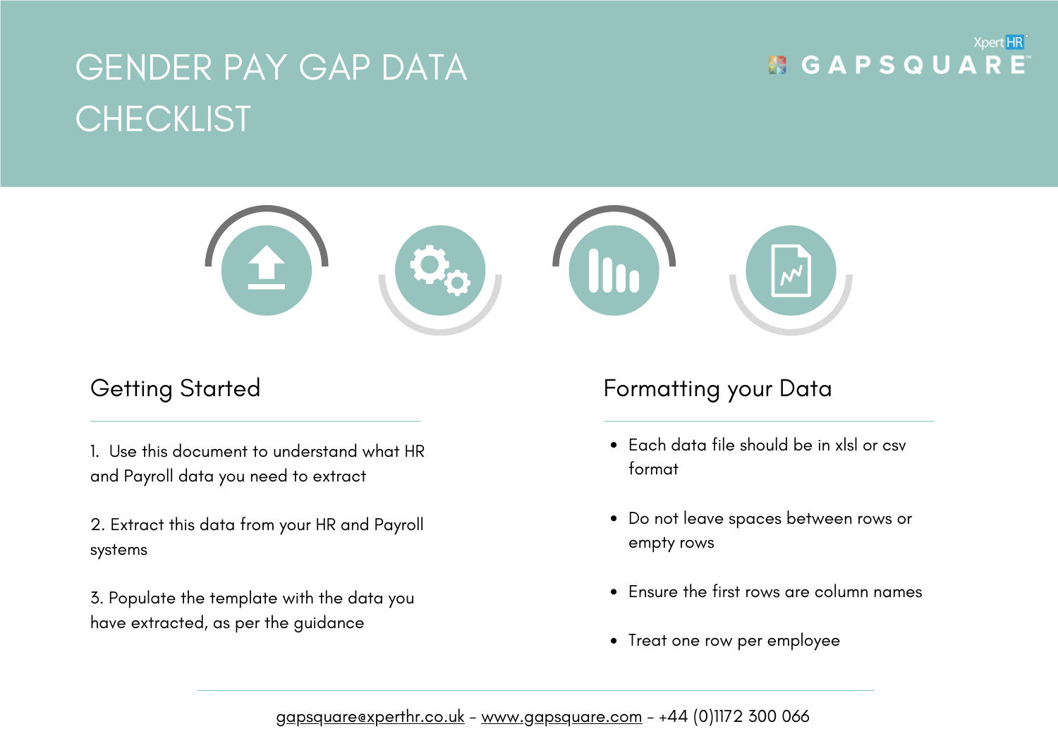# GENDER PAY GAP DATA CHECKLIST

## Getting Started

1. Use this document to understand what HR and Payroll data you need to extract

2. Extract this data from your HR and Payroll systems

3. Populate the template with the data you have extracted, as per the guidance

## Formatting your Data

- Each data file should be in xlsl or csv format
- Do not leave spaces between rows or empty rows
- Ensure the first rows are column names
- Treat one row per employee

gapsquare@xperthr.co.uk - www.gapsquare.com - +44 (0)1172 300 066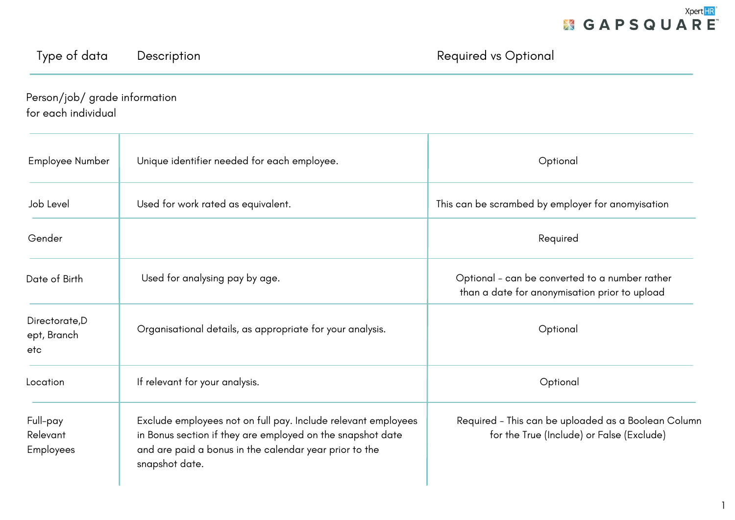| Type of data | Description | Required vs Optional |
|---|---|---|
| Person/job/ grade information for each individual | | |
| Employee Number | Unique identifier needed for each employee. | Optional |
| Job Level | Used for work rated as equivalent. | This can be scrambed by employer for anomyisation |
| Gender | | Required |
| Date of Birth | Used for analysing pay by age. | Optional - can be converted to a number rather than a date for anonymisation prior to upload |
| Directorate,Dept, Branch etc | Organisational details, as appropriate for your analysis. | Optional |
| Location | If relevant for your analysis. | Optional |
| Full-pay Relevant Employees | Exclude employees not on full pay. Include relevant employees in Bonus section if they are employed on the snapshot date and are paid a bonus in the calendar year prior to the snapshot date. | Required - This can be uploaded as a Boolean Column for the True (Include) or False (Exclude) |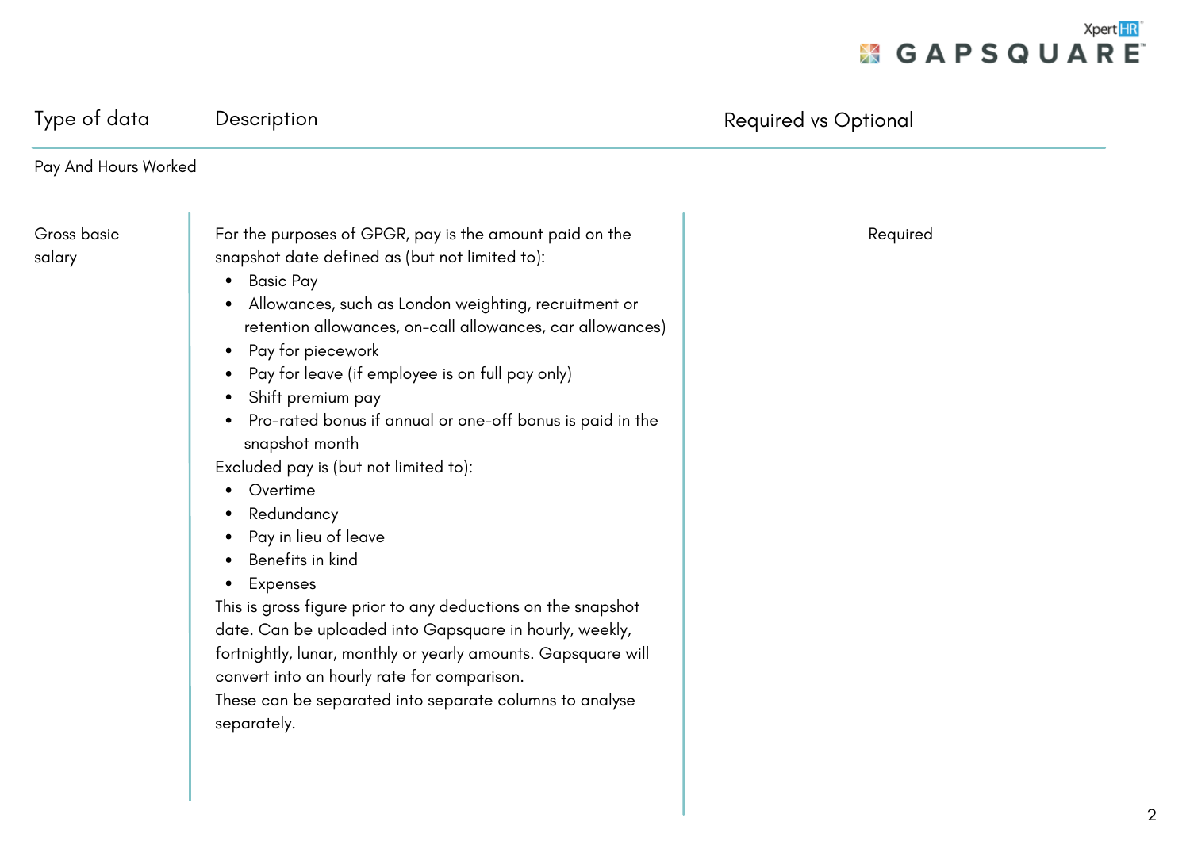| Type of data | Description | Required vs Optional |
|---|---|---|
| Pay And Hours Worked | | |
| Gross basic salary | For the purposes of GPGR, pay is the amount paid on the snapshot date defined as (but not limited to):<br>• Basic Pay<br>• Allowances, such as London weighting, recruitment or retention allowances, on-call allowances, car allowances)<br>• Pay for piecework<br>• Pay for leave (if employee is on full pay only)<br>• Shift premium pay<br>• Pro-rated bonus if annual or one-off bonus is paid in the snapshot month<br>Excluded pay is (but not limited to):<br>• Overtime<br>• Redundancy<br>• Pay in lieu of leave<br>• Benefits in kind<br>• Expenses<br>This is gross figure prior to any deductions on the snapshot date. Can be uploaded into Gapsquare in hourly, weekly, fortnightly, lunar, monthly or yearly amounts. Gapsquare will convert into an hourly rate for comparison.<br>These can be separated into separate columns to analyse separately. | Required |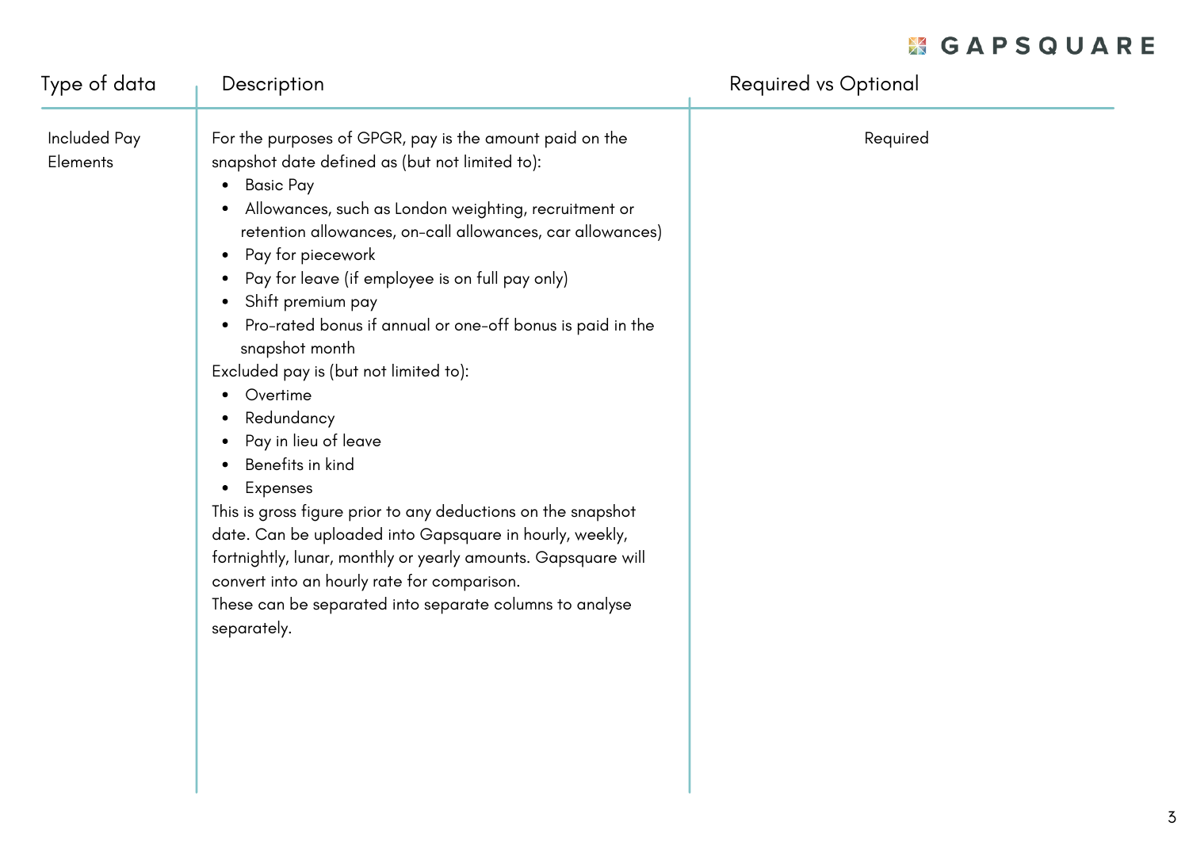| Type of data | Description | Required vs Optional |
| --- | --- | --- |
| Included Pay Elements | For the purposes of GPGR, pay is the amount paid on the snapshot date defined as (but not limited to):<br>• Basic Pay<br>• Allowances, such as London weighting, recruitment or retention allowances, on-call allowances, car allowances)<br>• Pay for piecework<br>• Pay for leave (if employee is on full pay only)<br>• Shift premium pay<br>• Pro-rated bonus if annual or one-off bonus is paid in the snapshot month<br>Excluded pay is (but not limited to):<br>• Overtime<br>• Redundancy<br>• Pay in lieu of leave<br>• Benefits in kind<br>• Expenses<br>This is gross figure prior to any deductions on the snapshot date. Can be uploaded into Gapsquare in hourly, weekly, fortnightly, lunar, monthly or yearly amounts. Gapsquare will convert into an hourly rate for comparison.<br>These can be separated into separate columns to analyse separately. | Required |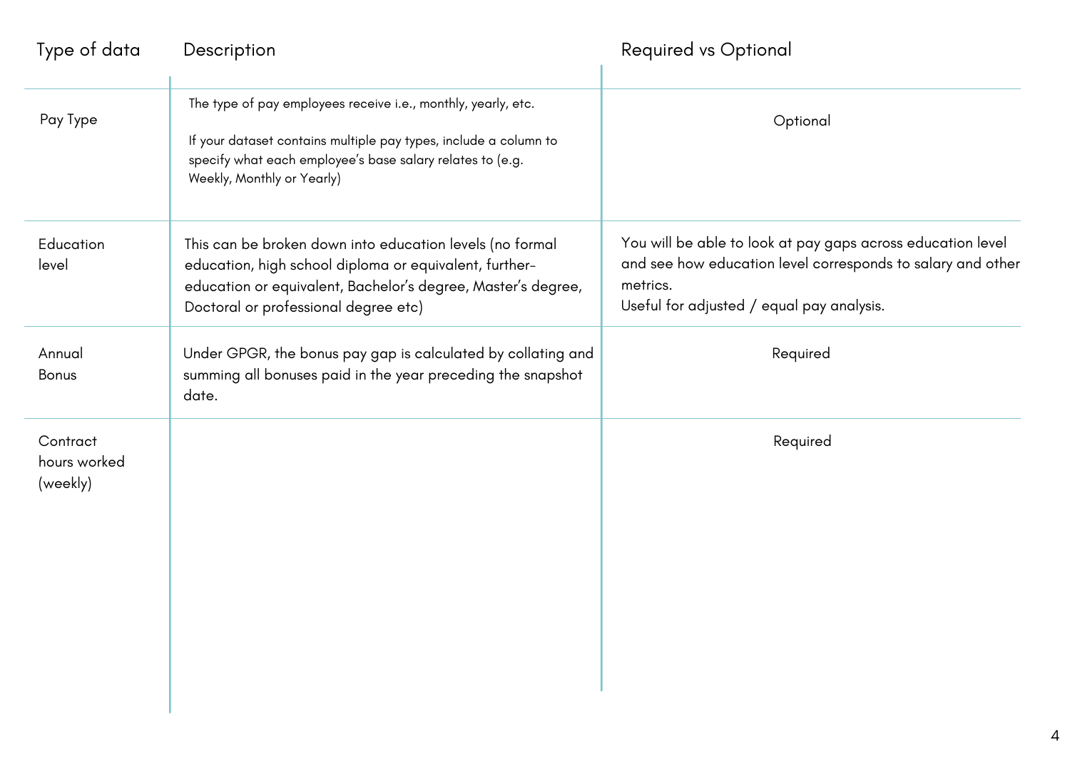| Type of data | Description | Required vs Optional |
| --- | --- | --- |
| Pay Type | The type of pay employees receive i.e., monthly, yearly, etc.<br><br>If your dataset contains multiple pay types, include a column to specify what each employee's base salary relates to (e.g. Weekly, Monthly or Yearly) | Optional |
| Education level | This can be broken down into education levels (no formal education, high school diploma or equivalent, further-education or equivalent, Bachelor's degree, Master's degree, Doctoral or professional degree etc) | You will be able to look at pay gaps across education level and see how education level corresponds to salary and other metrics.<br>Useful for adjusted / equal pay analysis. |
| Annual Bonus | Under GPGR, the bonus pay gap is calculated by collating and summing all bonuses paid in the year preceding the snapshot date. | Required |
| Contract hours worked (weekly) | | Required |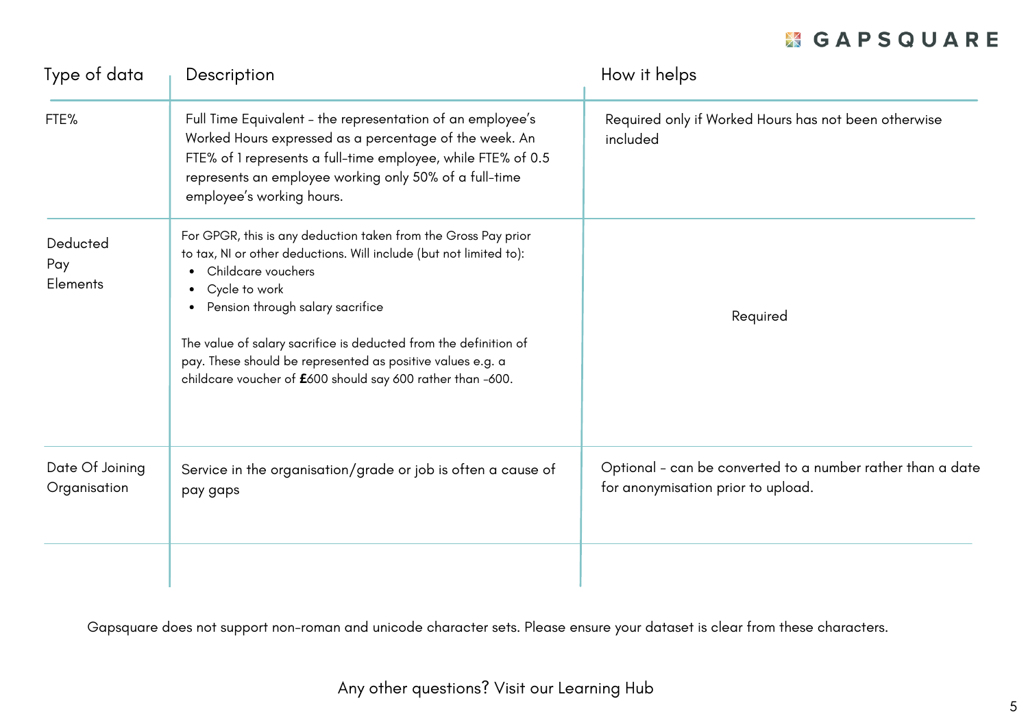| Type of data | Description | How it helps |
|---|---|---|
| FTE% | Full Time Equivalent – the representation of an employee's Worked Hours expressed as a percentage of the week. An FTE% of 1 represents a full-time employee, while FTE% of 0.5 represents an employee working only 50% of a full-time employee's working hours. | Required only if Worked Hours has not been otherwise included |
| Deducted Pay Elements | For GPGR, this is any deduction taken from the Gross Pay prior to tax, NI or other deductions. Will include (but not limited to):<br>• Childcare vouchers<br>• Cycle to work<br>• Pension through salary sacrifice<br><br>The value of salary sacrifice is deducted from the definition of pay. These should be represented as positive values e.g. a childcare voucher of **£**600 should say 600 rather than -600. | Required |
| Date Of Joining Organisation | Service in the organisation/grade or job is often a cause of pay gaps | Optional - can be converted to a number rather than a date for anonymisation prior to upload. |

Gapsquare does not support non-roman and unicode character sets. Please ensure your dataset is clear from these characters.

Any other questions? Visit our Learning Hub